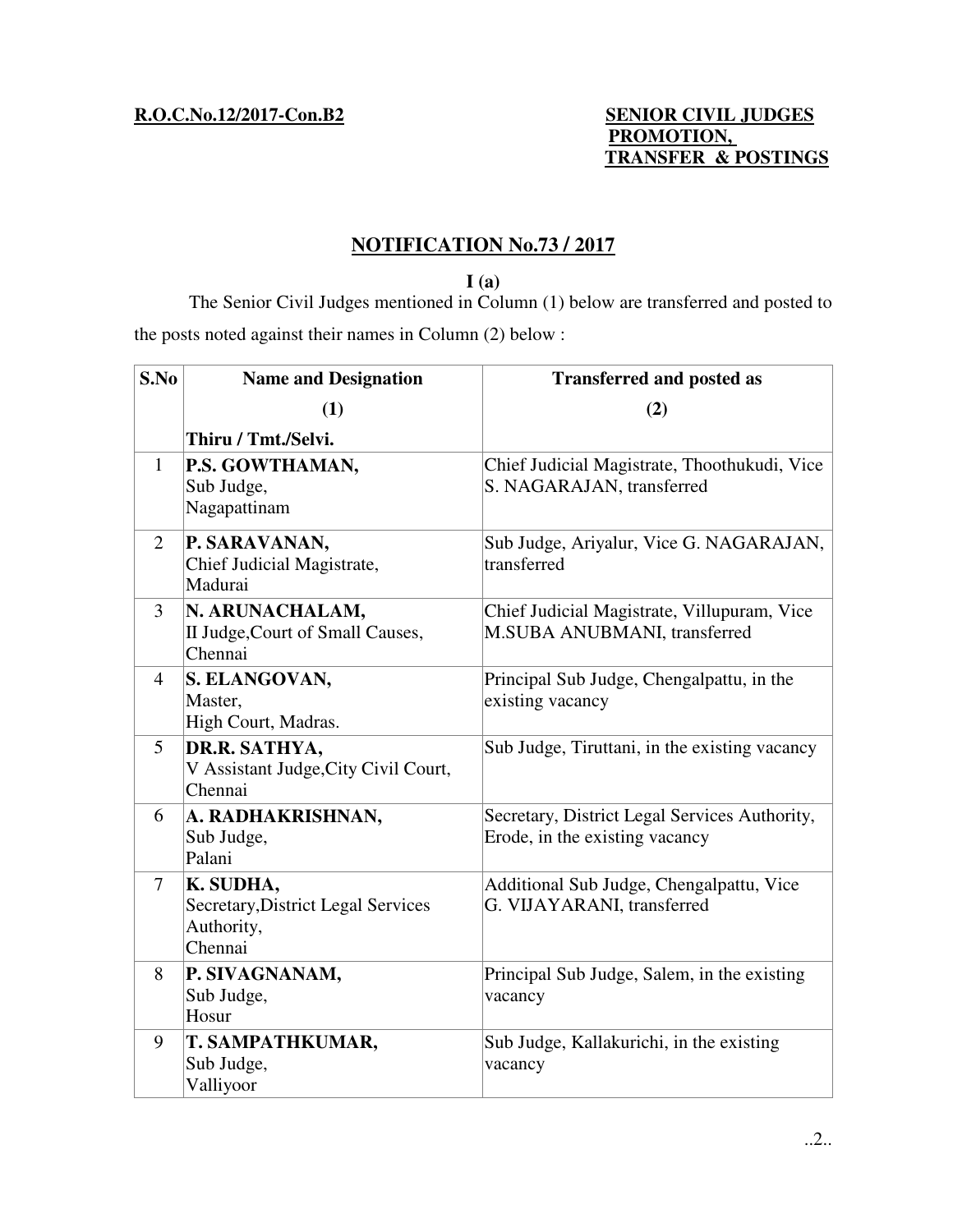**R.O.C.No.12/2017-Con.B2**

**SENIOR CIVIL JUDGES PROMOTION, TRANSFER & POSTINGS**

## NOTIFICATION No.73 / 2017

**I (a)**

The Senior Civil Judges mentioned in Column (1) below are transferred and posted to the posts noted against their names in Column (2) below :

| S.No | Name and Designation (1) Thiru / Tmt./Selvi. | Transferred and posted as (2) |
|---|---|---|
| 1 | **P.S. GOWTHAMAN,** Sub Judge, Nagapattinam | Chief Judicial Magistrate, Thoothukudi, Vice S. NAGARAJAN, transferred |
| 2 | **P. SARAVANAN,** Chief Judicial Magistrate, Madurai | Sub Judge, Ariyalur, Vice G. NAGARAJAN, transferred |
| 3 | **N. ARUNACHALAM,** II Judge,Court of Small Causes, Chennai | Chief Judicial Magistrate, Villupuram, Vice M.SUBA ANUBMANI, transferred |
| 4 | **S. ELANGOVAN,** Master, High Court, Madras. | Principal Sub Judge, Chengalpattu, in the existing vacancy |
| 5 | **DR.R. SATHYA,** V Assistant Judge,City Civil Court, Chennai | Sub Judge, Tiruttani, in the existing vacancy |
| 6 | **A. RADHAKRISHNAN,** Sub Judge, Palani | Secretary, District Legal Services Authority, Erode, in the existing vacancy |
| 7 | **K. SUDHA,** Secretary,District Legal Services Authority, Chennai | Additional Sub Judge, Chengalpattu, Vice G. VIJAYARANI, transferred |
| 8 | **P. SIVAGNANAM,** Sub Judge, Hosur | Principal Sub Judge, Salem, in the existing vacancy |
| 9 | **T. SAMPATHKUMAR,** Sub Judge, Valliyoor | Sub Judge, Kallakurichi, in the existing vacancy |

..2..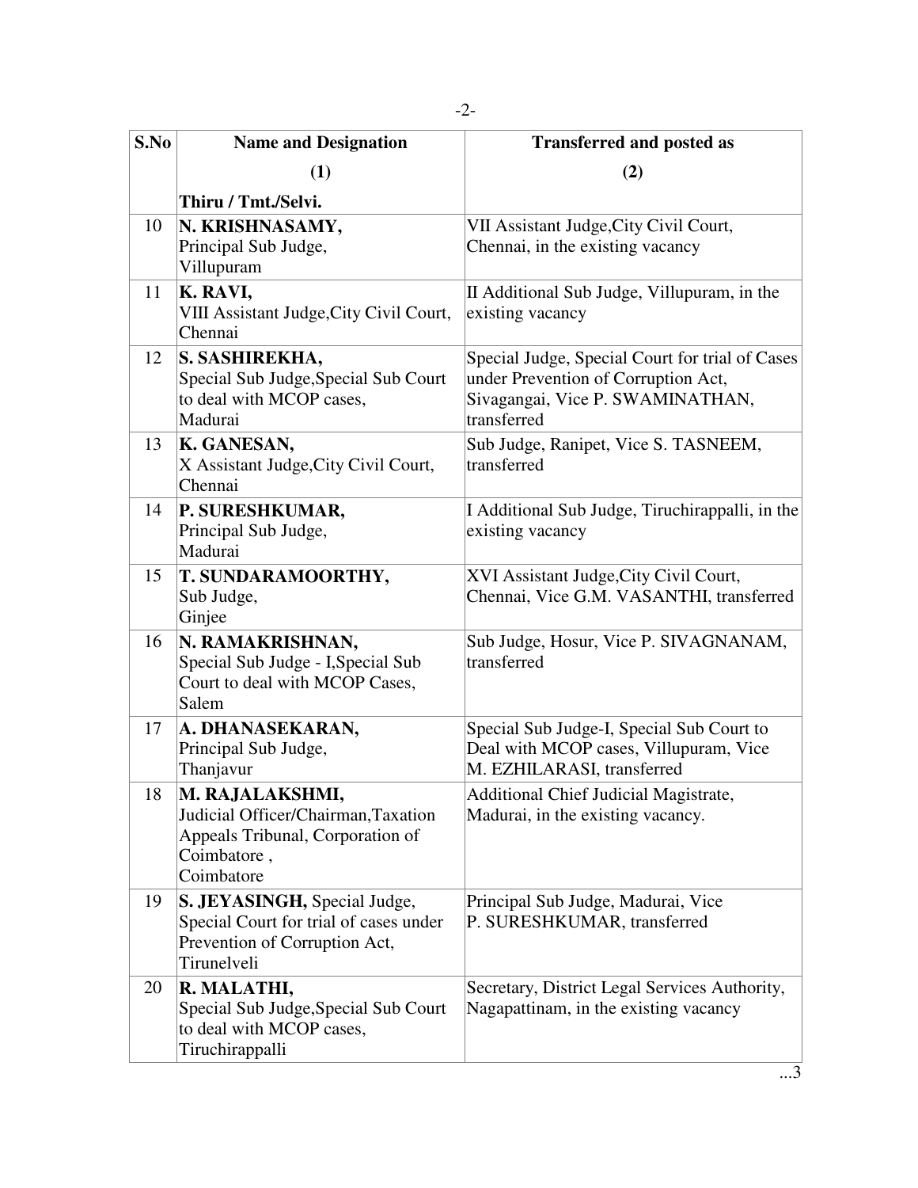| S.No | Name and Designation | Transferred and posted as |
|---|---|---|
| | (1) | (2) |
| | **Thiru / Tmt./Selvi.** | |
| 10 | **N. KRISHNASAMY,** Principal Sub Judge, Villupuram | VII Assistant Judge,City Civil Court, Chennai, in the existing vacancy |
| 11 | **K. RAVI,** VIII Assistant Judge,City Civil Court, Chennai | II Additional Sub Judge, Villupuram, in the existing vacancy |
| 12 | **S. SASHIREKHA,** Special Sub Judge,Special Sub Court to deal with MCOP cases, Madurai | Special Judge, Special Court for trial of Cases under Prevention of Corruption Act, Sivagangai, Vice P. SWAMINATHAN, transferred |
| 13 | **K. GANESAN,** X Assistant Judge,City Civil Court, Chennai | Sub Judge, Ranipet, Vice S. TASNEEM, transferred |
| 14 | **P. SURESHKUMAR,** Principal Sub Judge, Madurai | I Additional Sub Judge, Tiruchirappalli, in the existing vacancy |
| 15 | **T. SUNDARAMOORTHY,** Sub Judge, Ginjee | XVI Assistant Judge,City Civil Court, Chennai, Vice G.M. VASANTHI, transferred |
| 16 | **N. RAMAKRISHNAN,** Special Sub Judge - I,Special Sub Court to deal with MCOP Cases, Salem | Sub Judge, Hosur, Vice P. SIVAGNANAM, transferred |
| 17 | **A. DHANASEKARAN,** Principal Sub Judge, Thanjavur | Special Sub Judge-I, Special Sub Court to Deal with MCOP cases, Villupuram, Vice M. EZHILARASI, transferred |
| 18 | **M. RAJALAKSHMI,** Judicial Officer/Chairman,Taxation Appeals Tribunal, Corporation of Coimbatore , Coimbatore | Additional Chief Judicial Magistrate, Madurai, in the existing vacancy. |
| 19 | **S. JEYASINGH,** Special Judge, Special Court for trial of cases under Prevention of Corruption Act, Tirunelveli | Principal Sub Judge, Madurai, Vice P. SURESHKUMAR, transferred |
| 20 | **R. MALATHI,** Special Sub Judge,Special Sub Court to deal with MCOP cases, Tiruchirappalli | Secretary, District Legal Services Authority, Nagapattinam, in the existing vacancy |

...3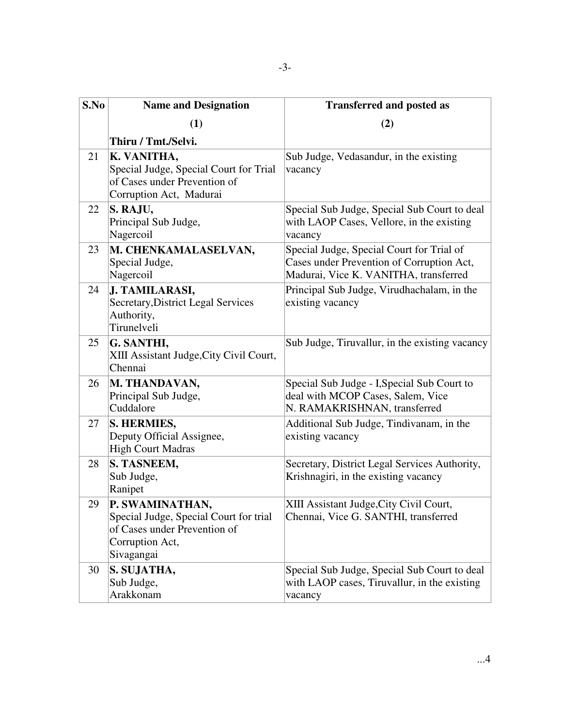| S.No | Name and Designation | Transferred and posted as |
|---|---|---|
| | (1) | (2) |
| | Thiru / Tmt./Selvi. | |
| 21 | **K. VANITHA,** Special Judge, Special Court for Trial of Cases under Prevention of Corruption Act, Madurai | Sub Judge, Vedasandur, in the existing vacancy |
| 22 | **S. RAJU,** Principal Sub Judge, Nagercoil | Special Sub Judge, Special Sub Court to deal with LAOP Cases, Vellore, in the existing vacancy |
| 23 | **M. CHENKAMALASELVAN,** Special Judge, Nagercoil | Special Judge, Special Court for Trial of Cases under Prevention of Corruption Act, Madurai, Vice K. VANITHA, transferred |
| 24 | **J. TAMILARASI,** Secretary,District Legal Services Authority, Tirunelveli | Principal Sub Judge, Virudhachalam, in the existing vacancy |
| 25 | **G. SANTHI,** XIII Assistant Judge,City Civil Court, Chennai | Sub Judge, Tiruvallur, in the existing vacancy |
| 26 | **M. THANDAVAN,** Principal Sub Judge, Cuddalore | Special Sub Judge - I,Special Sub Court to deal with MCOP Cases, Salem, Vice N. RAMAKRISHNAN, transferred |
| 27 | **S. HERMIES,** Deputy Official Assignee, High Court Madras | Additional Sub Judge, Tindivanam, in the existing vacancy |
| 28 | **S. TASNEEM,** Sub Judge, Ranipet | Secretary, District Legal Services Authority, Krishnagiri, in the existing vacancy |
| 29 | **P. SWAMINATHAN,** Special Judge, Special Court for trial of Cases under Prevention of Corruption Act, Sivagangai | XIII Assistant Judge,City Civil Court, Chennai, Vice G. SANTHI, transferred |
| 30 | **S. SUJATHA,** Sub Judge, Arakkonam | Special Sub Judge, Special Sub Court to deal with LAOP cases, Tiruvallur, in the existing vacancy |

...4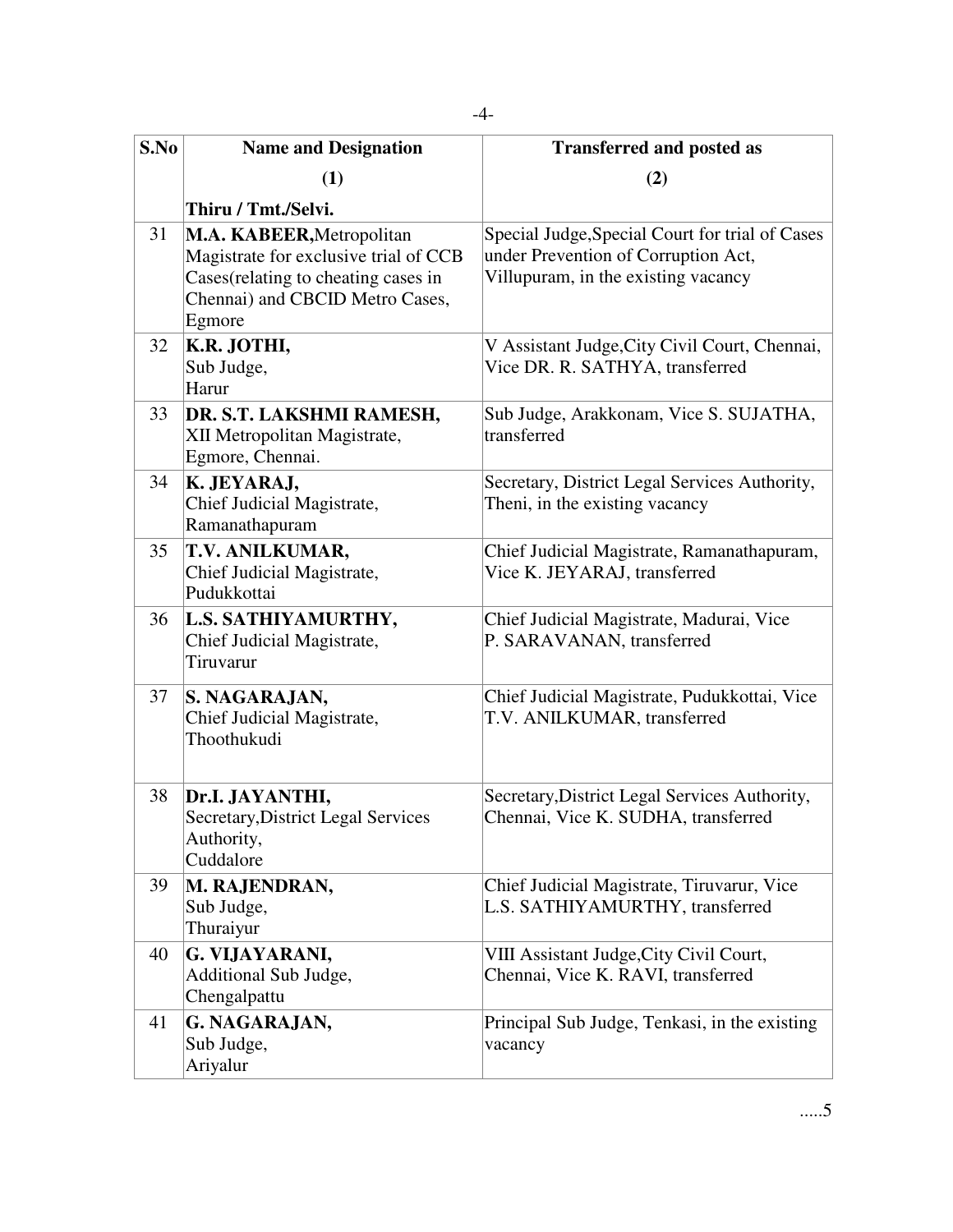| S.No | Name and Designation | Transferred and posted as |
|---|---|---|
| | (1) | (2) |
| | **Thiru / Tmt./Selvi.** | |
| 31 | **M.A. KABEER,** Metropolitan Magistrate for exclusive trial of CCB Cases(relating to cheating cases in Chennai) and CBCID Metro Cases, Egmore | Special Judge,Special Court for trial of Cases under Prevention of Corruption Act, Villupuram, in the existing vacancy |
| 32 | **K.R. JOTHI,** Sub Judge, Harur | V Assistant Judge,City Civil Court, Chennai, Vice DR. R. SATHYA, transferred |
| 33 | **DR. S.T. LAKSHMI RAMESH,** XII Metropolitan Magistrate, Egmore, Chennai. | Sub Judge, Arakkonam, Vice S. SUJATHA, transferred |
| 34 | **K. JEYARAJ,** Chief Judicial Magistrate, Ramanathapuram | Secretary, District Legal Services Authority, Theni, in the existing vacancy |
| 35 | **T.V. ANILKUMAR,** Chief Judicial Magistrate, Pudukkottai | Chief Judicial Magistrate, Ramanathapuram, Vice K. JEYARAJ, transferred |
| 36 | **L.S. SATHIYAMURTHY,** Chief Judicial Magistrate, Tiruvarur | Chief Judicial Magistrate, Madurai, Vice P. SARAVANAN, transferred |
| 37 | **S. NAGARAJAN,** Chief Judicial Magistrate, Thoothukudi | Chief Judicial Magistrate, Pudukkottai, Vice T.V. ANILKUMAR, transferred |
| 38 | **Dr.I. JAYANTHI,** Secretary,District Legal Services Authority, Cuddalore | Secretary,District Legal Services Authority, Chennai, Vice K. SUDHA, transferred |
| 39 | **M. RAJENDRAN,** Sub Judge, Thuraiyur | Chief Judicial Magistrate, Tiruvarur, Vice L.S. SATHIYAMURTHY, transferred |
| 40 | **G. VIJAYARANI,** Additional Sub Judge, Chengalpattu | VIII Assistant Judge,City Civil Court, Chennai, Vice K. RAVI, transferred |
| 41 | **G. NAGARAJAN,** Sub Judge, Ariyalur | Principal Sub Judge, Tenkasi, in the existing vacancy |

.....5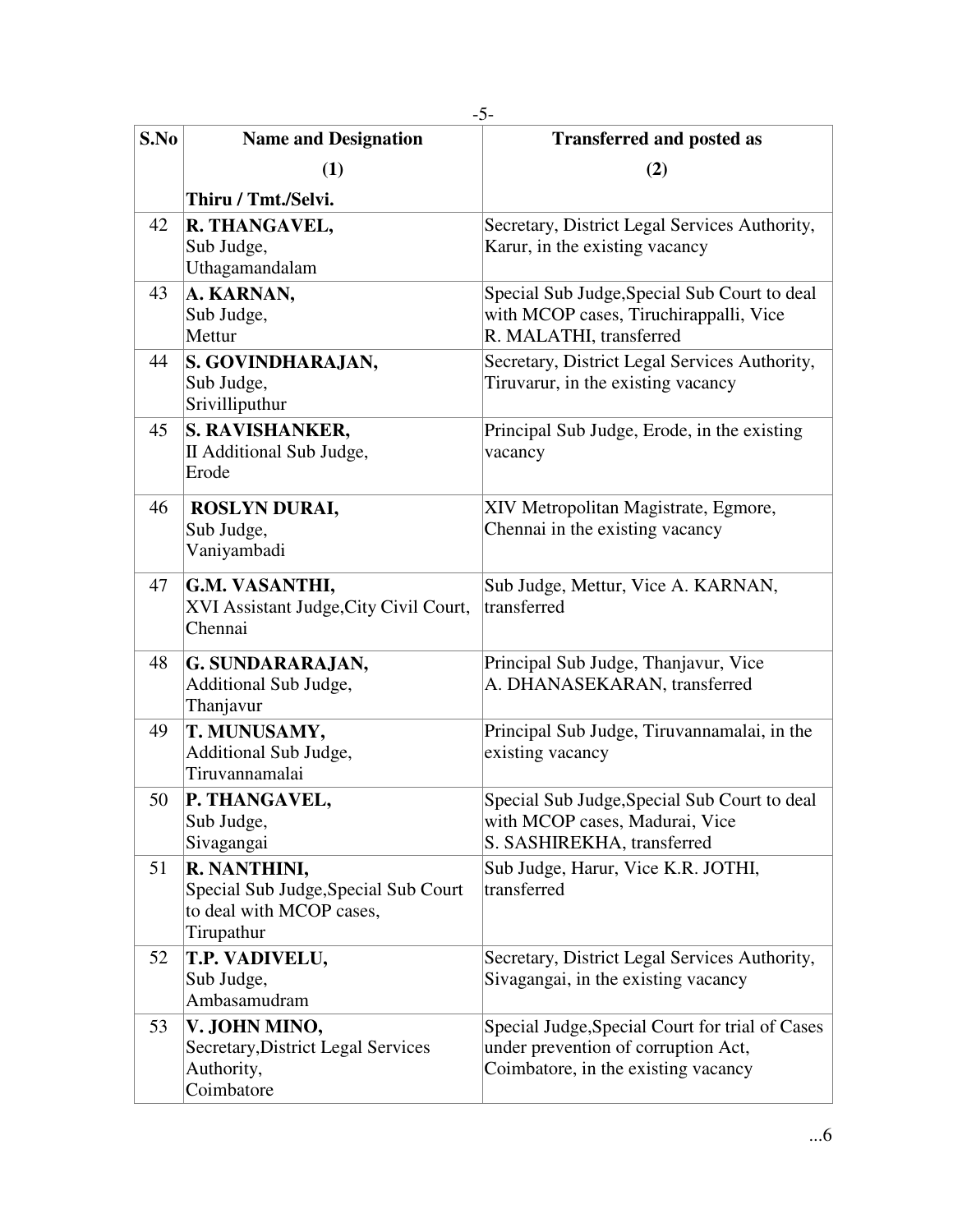| S.No | Name and Designation | Transferred and posted as |
|---|---|---|
| | (1) | (2) |
| | **Thiru / Tmt./Selvi.** | |
| 42 | **R. THANGAVEL,** Sub Judge, Uthagamandalam | Secretary, District Legal Services Authority, Karur, in the existing vacancy |
| 43 | **A. KARNAN,** Sub Judge, Mettur | Special Sub Judge,Special Sub Court to deal with MCOP cases, Tiruchirappalli, Vice R. MALATHI, transferred |
| 44 | **S. GOVINDHARAJAN,** Sub Judge, Srivilliputhur | Secretary, District Legal Services Authority, Tiruvarur, in the existing vacancy |
| 45 | **S. RAVISHANKER,** II Additional Sub Judge, Erode | Principal Sub Judge, Erode, in the existing vacancy |
| 46 | **ROSLYN DURAI,** Sub Judge, Vaniyambadi | XIV Metropolitan Magistrate, Egmore, Chennai in the existing vacancy |
| 47 | **G.M. VASANTHI,** XVI Assistant Judge,City Civil Court, Chennai | Sub Judge, Mettur, Vice A. KARNAN, transferred |
| 48 | **G. SUNDARARAJAN,** Additional Sub Judge, Thanjavur | Principal Sub Judge, Thanjavur, Vice A. DHANASEKARAN, transferred |
| 49 | **T. MUNUSAMY,** Additional Sub Judge, Tiruvannamalai | Principal Sub Judge, Tiruvannamalai, in the existing vacancy |
| 50 | **P. THANGAVEL,** Sub Judge, Sivagangai | Special Sub Judge,Special Sub Court to deal with MCOP cases, Madurai, Vice S. SASHIREKHA, transferred |
| 51 | **R. NANTHINI,** Special Sub Judge,Special Sub Court to deal with MCOP cases, Tirupathur | Sub Judge, Harur, Vice K.R. JOTHI, transferred |
| 52 | **T.P. VADIVELU,** Sub Judge, Ambasamudram | Secretary, District Legal Services Authority, Sivagangai, in the existing vacancy |
| 53 | **V. JOHN MINO,** Secretary,District Legal Services Authority, Coimbatore | Special Judge,Special Court for trial of Cases under prevention of corruption Act, Coimbatore, in the existing vacancy |

...6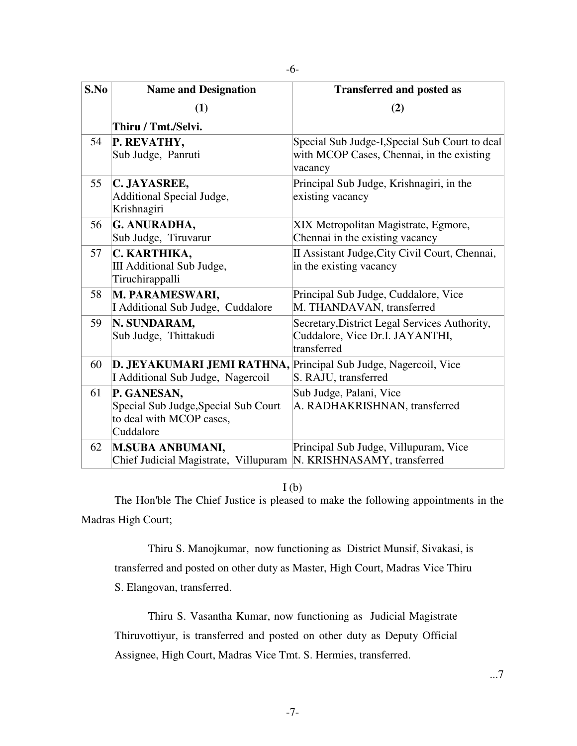| S.No | Name and Designation | Transferred and posted as |
|---|---|---|
| | (1) | (2) |
| | **Thiru / Tmt./Selvi.** | |
| 54 | **P. REVATHY,** Sub Judge, Panruti | Special Sub Judge-I,Special Sub Court to deal with MCOP Cases, Chennai, in the existing vacancy |
| 55 | **C. JAYASREE,** Additional Special Judge, Krishnagiri | Principal Sub Judge, Krishnagiri, in the existing vacancy |
| 56 | **G. ANURADHA,** Sub Judge, Tiruvarur | XIX Metropolitan Magistrate, Egmore, Chennai in the existing vacancy |
| 57 | **C. KARTHIKA,** III Additional Sub Judge, Tiruchirappalli | II Assistant Judge,City Civil Court, Chennai, in the existing vacancy |
| 58 | **M. PARAMESWARI,** I Additional Sub Judge, Cuddalore | Principal Sub Judge, Cuddalore, Vice M. THANDAVAN, transferred |
| 59 | **N. SUNDARAM,** Sub Judge, Thittakudi | Secretary,District Legal Services Authority, Cuddalore, Vice Dr.I. JAYANTHI, transferred |
| 60 | **D. JEYAKUMARI JEMI RATHNA,** I Additional Sub Judge, Nagercoil | Principal Sub Judge, Nagercoil, Vice S. RAJU, transferred |
| 61 | **P. GANESAN,** Special Sub Judge,Special Sub Court to deal with MCOP cases, Cuddalore | Sub Judge, Palani, Vice A. RADHAKRISHNAN, transferred |
| 62 | **M.SUBA ANBUMANI,** Chief Judicial Magistrate, Villupuram | Principal Sub Judge, Villupuram, Vice N. KRISHNASAMY, transferred |

I (b)

The Hon'ble The Chief Justice is pleased to make the following appointments in the Madras High Court;

Thiru S. Manojkumar, now functioning as District Munsif, Sivakasi, is transferred and posted on other duty as Master, High Court, Madras Vice Thiru S. Elangovan, transferred.

Thiru S. Vasantha Kumar, now functioning as Judicial Magistrate Thiruvottiyur, is transferred and posted on other duty as Deputy Official Assignee, High Court, Madras Vice Tmt. S. Hermies, transferred.

...7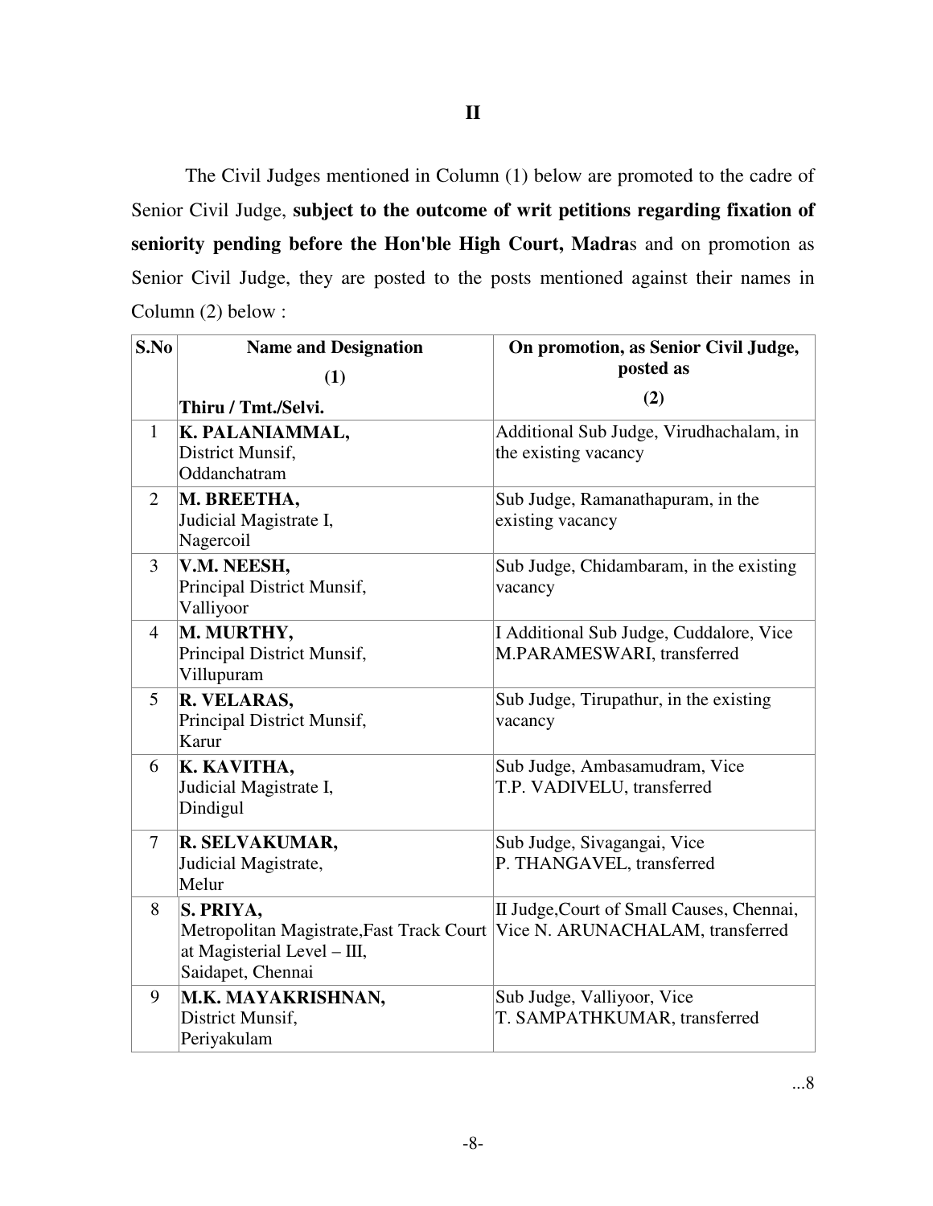**II**

The Civil Judges mentioned in Column (1) below are promoted to the cadre of Senior Civil Judge, **subject to the outcome of writ petitions regarding fixation of seniority pending before the Hon'ble High Court, Madra**s and on promotion as Senior Civil Judge, they are posted to the posts mentioned against their names in Column (2) below :

| S.No | Name and Designation (1) Thiru / Tmt./Selvi. | On promotion, as Senior Civil Judge, posted as (2) |
|---|---|---|
| 1 | **K. PALANIAMMAL,** District Munsif, Oddanchatram | Additional Sub Judge, Virudhachalam, in the existing vacancy |
| 2 | **M. BREETHA,** Judicial Magistrate I, Nagercoil | Sub Judge, Ramanathapuram, in the existing vacancy |
| 3 | **V.M. NEESH,** Principal District Munsif, Valliyoor | Sub Judge, Chidambaram, in the existing vacancy |
| 4 | **M. MURTHY,** Principal District Munsif, Villupuram | I Additional Sub Judge, Cuddalore, Vice M.PARAMESWARI, transferred |
| 5 | **R. VELARAS,** Principal District Munsif, Karur | Sub Judge, Tirupathur, in the existing vacancy |
| 6 | **K. KAVITHA,** Judicial Magistrate I, Dindigul | Sub Judge, Ambasamudram, Vice T.P. VADIVELU, transferred |
| 7 | **R. SELVAKUMAR,** Judicial Magistrate, Melur | Sub Judge, Sivagangai, Vice P. THANGAVEL, transferred |
| 8 | **S. PRIYA,** Metropolitan Magistrate,Fast Track Court at Magisterial Level – III, Saidapet, Chennai | II Judge,Court of Small Causes, Chennai, Vice N. ARUNACHALAM, transferred |
| 9 | **M.K. MAYAKRISHNAN,** District Munsif, Periyakulam | Sub Judge, Valliyoor, Vice T. SAMPATHKUMAR, transferred |

...8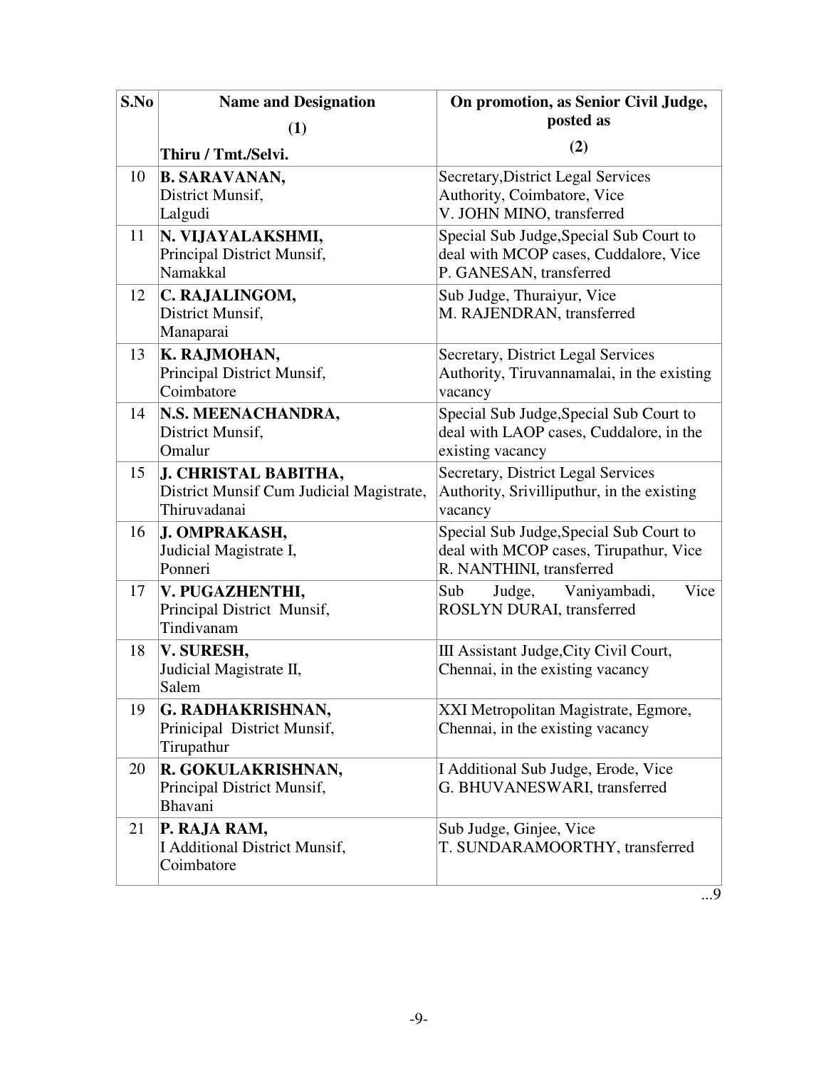| S.No | Name and Designation (1) Thiru / Tmt./Selvi. | On promotion, as Senior Civil Judge, posted as (2) |
|---|---|---|
| 10 | **B. SARAVANAN,** District Munsif, Lalgudi | Secretary,District Legal Services Authority, Coimbatore, Vice V. JOHN MINO, transferred |
| 11 | **N. VIJAYALAKSHMI,** Principal District Munsif, Namakkal | Special Sub Judge,Special Sub Court to deal with MCOP cases, Cuddalore, Vice P. GANESAN, transferred |
| 12 | **C. RAJALINGOM,** District Munsif, Manaparai | Sub Judge, Thuraiyur, Vice M. RAJENDRAN, transferred |
| 13 | **K. RAJMOHAN,** Principal District Munsif, Coimbatore | Secretary, District Legal Services Authority, Tiruvannamalai, in the existing vacancy |
| 14 | **N.S. MEENACHANDRA,** District Munsif, Omalur | Special Sub Judge,Special Sub Court to deal with LAOP cases, Cuddalore, in the existing vacancy |
| 15 | **J. CHRISTAL BABITHA,** District Munsif Cum Judicial Magistrate, Thiruvadanai | Secretary, District Legal Services Authority, Srivilliputhur, in the existing vacancy |
| 16 | **J. OMPRAKASH,** Judicial Magistrate I, Ponneri | Special Sub Judge,Special Sub Court to deal with MCOP cases, Tirupathur, Vice R. NANTHINI, transferred |
| 17 | **V. PUGAZHENTHI,** Principal District Munsif, Tindivanam | Sub Judge, Vaniyambadi, Vice ROSLYN DURAI, transferred |
| 18 | **V. SURESH,** Judicial Magistrate II, Salem | III Assistant Judge,City Civil Court, Chennai, in the existing vacancy |
| 19 | **G. RADHAKRISHNAN,** Prinicipal District Munsif, Tirupathur | XXI Metropolitan Magistrate, Egmore, Chennai, in the existing vacancy |
| 20 | **R. GOKULAKRISHNAN,** Principal District Munsif, Bhavani | I Additional Sub Judge, Erode, Vice G. BHUVANESWARI, transferred |
| 21 | **P. RAJA RAM,** I Additional District Munsif, Coimbatore | Sub Judge, Ginjee, Vice T. SUNDARAMOORTHY, transferred |

...9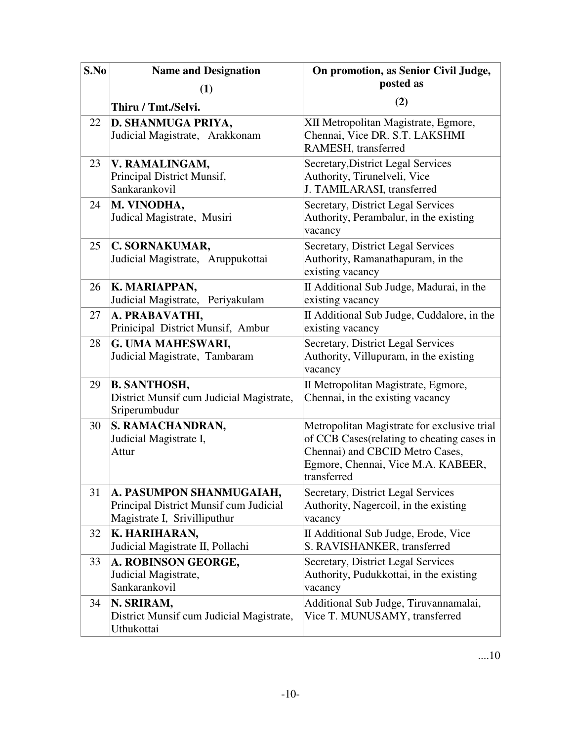| S.No | Name and Designation<br>(1)<br>Thiru / Tmt./Selvi. | On promotion, as Senior Civil Judge, posted as<br>(2) |
|---|---|---|
| 22 | **D. SHANMUGA PRIYA,**<br>Judicial Magistrate, Arakkonam | XII Metropolitan Magistrate, Egmore, Chennai, Vice DR. S.T. LAKSHMI RAMESH, transferred |
| 23 | **V. RAMALINGAM,**<br>Principal District Munsif, Sankarankovil | Secretary,District Legal Services Authority, Tirunelveli, Vice J. TAMILARASI, transferred |
| 24 | **M. VINODHA,**<br>Judical Magistrate, Musiri | Secretary, District Legal Services Authority, Perambalur, in the existing vacancy |
| 25 | **C. SORNAKUMAR,**<br>Judicial Magistrate, Aruppukottai | Secretary, District Legal Services Authority, Ramanathapuram, in the existing vacancy |
| 26 | **K. MARIAPPAN,**<br>Judicial Magistrate, Periyakulam | II Additional Sub Judge, Madurai, in the existing vacancy |
| 27 | **A. PRABAVATHI,**<br>Prinicipal District Munsif, Ambur | II Additional Sub Judge, Cuddalore, in the existing vacancy |
| 28 | **G. UMA MAHESWARI,**<br>Judicial Magistrate, Tambaram | Secretary, District Legal Services Authority, Villupuram, in the existing vacancy |
| 29 | **B. SANTHOSH,**<br>District Munsif cum Judicial Magistrate, Sriperumbudur | II Metropolitan Magistrate, Egmore, Chennai, in the existing vacancy |
| 30 | **S. RAMACHANDRAN,**<br>Judicial Magistrate I, Attur | Metropolitan Magistrate for exclusive trial of CCB Cases(relating to cheating cases in Chennai) and CBCID Metro Cases, Egmore, Chennai, Vice M.A. KABEER, transferred |
| 31 | **A. PASUMPON SHANMUGAIAH,**<br>Principal District Munsif cum Judicial Magistrate I, Srivilliputhur | Secretary, District Legal Services Authority, Nagercoil, in the existing vacancy |
| 32 | **K. HARIHARAN,**<br>Judicial Magistrate II, Pollachi | II Additional Sub Judge, Erode, Vice S. RAVISHANKER, transferred |
| 33 | **A. ROBINSON GEORGE,**<br>Judicial Magistrate, Sankarankovil | Secretary, District Legal Services Authority, Pudukkottai, in the existing vacancy |
| 34 | **N. SRIRAM,**<br>District Munsif cum Judicial Magistrate, Uthukottai | Additional Sub Judge, Tiruvannamalai, Vice T. MUNUSAMY, transferred |

....10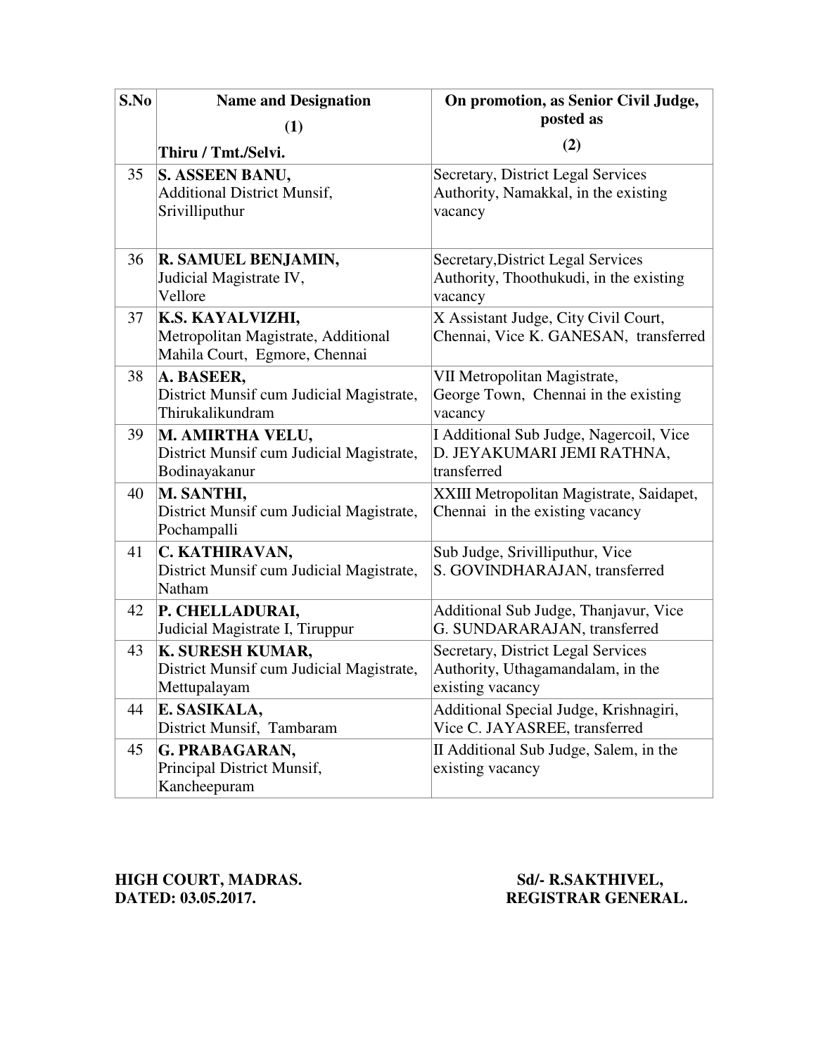| S.No | Name and Designation (1) Thiru / Tmt./Selvi. | On promotion, as Senior Civil Judge, posted as (2) |
|---|---|---|
| 35 | **S. ASSEEN BANU,** Additional District Munsif, Srivilliputhur | Secretary, District Legal Services Authority, Namakkal, in the existing vacancy |
| 36 | **R. SAMUEL BENJAMIN,** Judicial Magistrate IV, Vellore | Secretary,District Legal Services Authority, Thoothukudi, in the existing vacancy |
| 37 | **K.S. KAYALVIZHI,** Metropolitan Magistrate, Additional Mahila Court, Egmore, Chennai | X Assistant Judge, City Civil Court, Chennai, Vice K. GANESAN, transferred |
| 38 | **A. BASEER,** District Munsif cum Judicial Magistrate, Thirukalikundram | VII Metropolitan Magistrate, George Town, Chennai in the existing vacancy |
| 39 | **M. AMIRTHA VELU,** District Munsif cum Judicial Magistrate, Bodinayakanur | I Additional Sub Judge, Nagercoil, Vice D. JEYAKUMARI JEMI RATHNA, transferred |
| 40 | **M. SANTHI,** District Munsif cum Judicial Magistrate, Pochampalli | XXIII Metropolitan Magistrate, Saidapet, Chennai in the existing vacancy |
| 41 | **C. KATHIRAVAN,** District Munsif cum Judicial Magistrate, Natham | Sub Judge, Srivilliputhur, Vice S. GOVINDHARAJAN, transferred |
| 42 | **P. CHELLADURAI,** Judicial Magistrate I, Tiruppur | Additional Sub Judge, Thanjavur, Vice G. SUNDARARAJAN, transferred |
| 43 | **K. SURESH KUMAR,** District Munsif cum Judicial Magistrate, Mettupalayam | Secretary, District Legal Services Authority, Uthagamandalam, in the existing vacancy |
| 44 | **E. SASIKALA,** District Munsif, Tambaram | Additional Special Judge, Krishnagiri, Vice C. JAYASREE, transferred |
| 45 | **G. PRABAGARAN,** Principal District Munsif, Kancheepuram | II Additional Sub Judge, Salem, in the existing vacancy |

**HIGH COURT, MADRAS.**
**DATED: 03.05.2017.**

**Sd/- R.SAKTHIVEL,**
**REGISTRAR GENERAL.**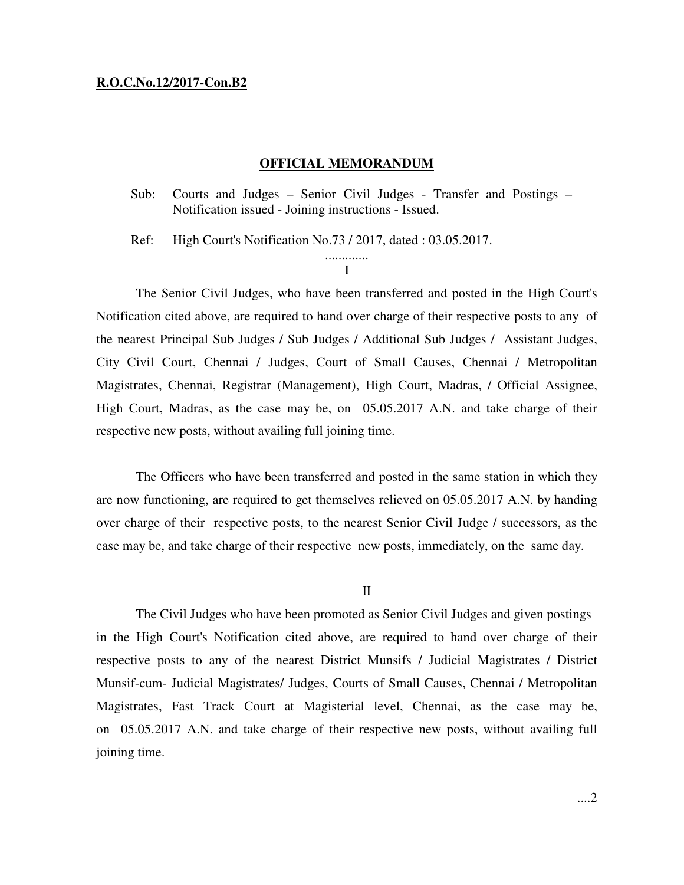**R.O.C.No.12/2017-Con.B2**

## OFFICIAL MEMORANDUM

Sub: Courts and Judges – Senior Civil Judges - Transfer and Postings – Notification issued - Joining instructions - Issued.

Ref: High Court's Notification No.73 / 2017, dated : 03.05.2017.

.............

I

The Senior Civil Judges, who have been transferred and posted in the High Court's Notification cited above, are required to hand over charge of their respective posts to any of the nearest Principal Sub Judges / Sub Judges / Additional Sub Judges / Assistant Judges, City Civil Court, Chennai / Judges, Court of Small Causes, Chennai / Metropolitan Magistrates, Chennai, Registrar (Management), High Court, Madras, / Official Assignee, High Court, Madras, as the case may be, on 05.05.2017 A.N. and take charge of their respective new posts, without availing full joining time.

The Officers who have been transferred and posted in the same station in which they are now functioning, are required to get themselves relieved on 05.05.2017 A.N. by handing over charge of their respective posts, to the nearest Senior Civil Judge / successors, as the case may be, and take charge of their respective new posts, immediately, on the same day.

II

The Civil Judges who have been promoted as Senior Civil Judges and given postings in the High Court's Notification cited above, are required to hand over charge of their respective posts to any of the nearest District Munsifs / Judicial Magistrates / District Munsif-cum- Judicial Magistrates/ Judges, Courts of Small Causes, Chennai / Metropolitan Magistrates, Fast Track Court at Magisterial level, Chennai, as the case may be, on 05.05.2017 A.N. and take charge of their respective new posts, without availing full joining time.

....2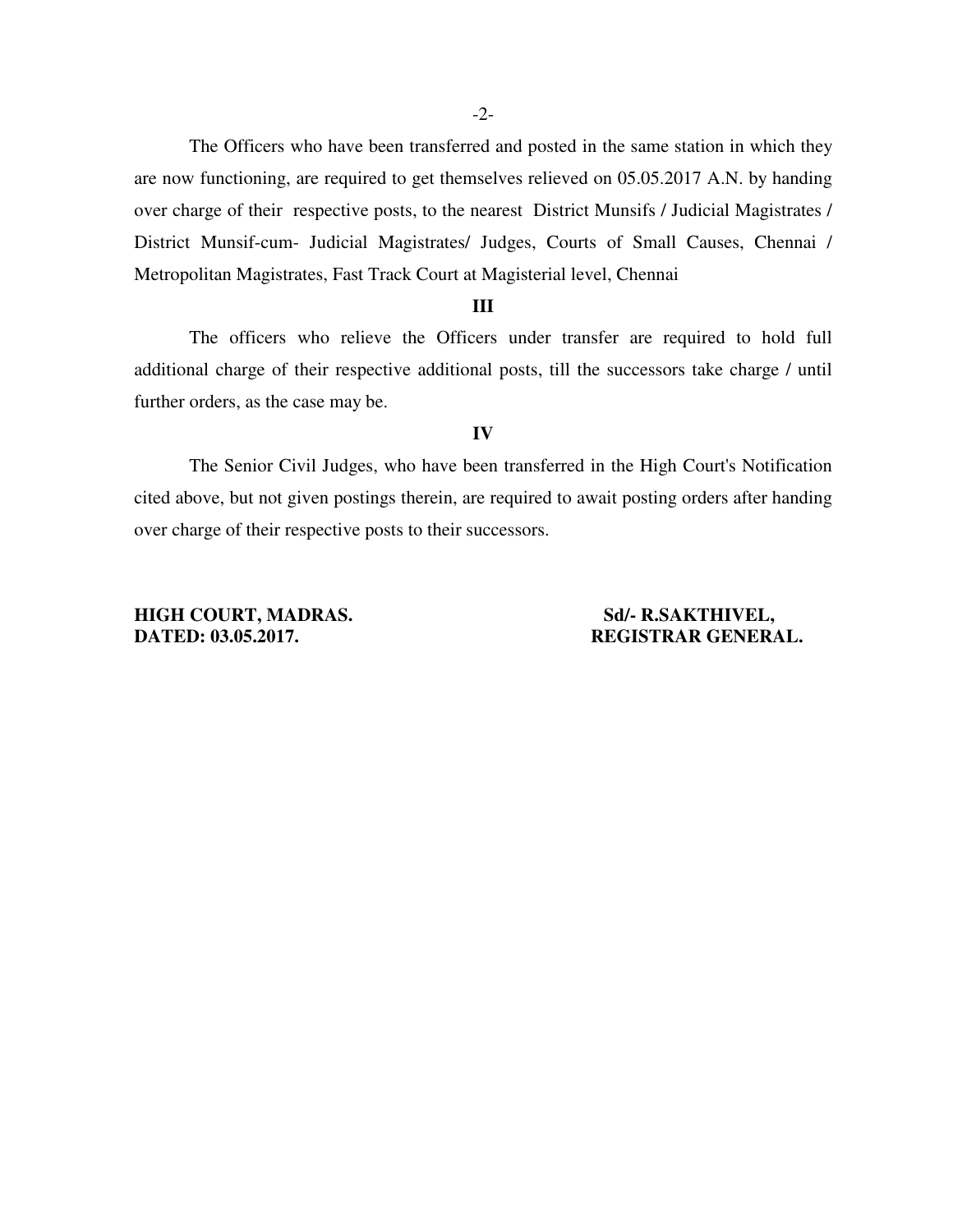The Officers who have been transferred and posted in the same station in which they are now functioning, are required to get themselves relieved on 05.05.2017 A.N. by handing over charge of their respective posts, to the nearest District Munsifs / Judicial Magistrates / District Munsif-cum- Judicial Magistrates/ Judges, Courts of Small Causes, Chennai / Metropolitan Magistrates, Fast Track Court at Magisterial level, Chennai

**III**

The officers who relieve the Officers under transfer are required to hold full additional charge of their respective additional posts, till the successors take charge / until further orders, as the case may be.

**IV**

The Senior Civil Judges, who have been transferred in the High Court's Notification cited above, but not given postings therein, are required to await posting orders after handing over charge of their respective posts to their successors.

**HIGH COURT, MADRAS.**
**DATED: 03.05.2017.**

**Sd/- R.SAKTHIVEL,**
**REGISTRAR GENERAL.**